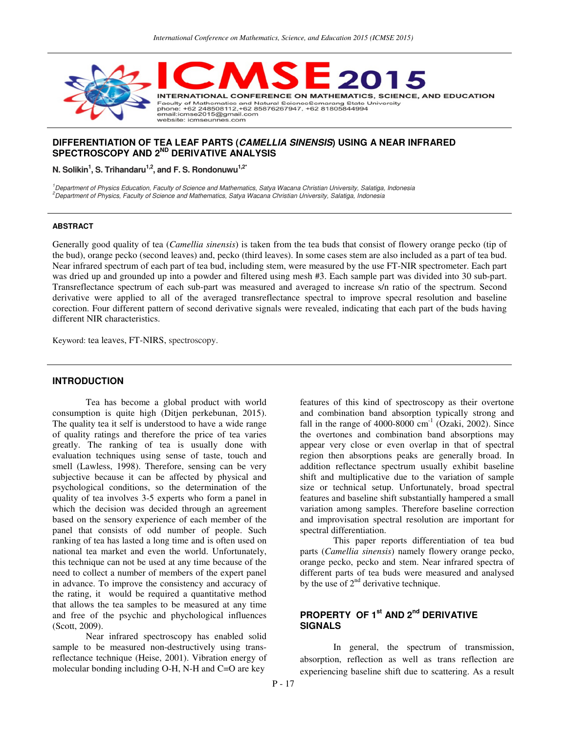# DIFFERENTIATION OF TEA LEAF PARTS (*CAMELLIA SINENSIS*) USING A NEAR INFRARED SPECTROSCOPY AND 2[ND] DERIVATIVE ANALYSIS

**N. Solikin[1], S. Trihandaru[1,2], and F. S. Rondonuwu[1,2*]**

*[1]Department of Physics Education, Faculty of Science and Mathematics, Satya Wacana Christian University, Salatiga, Indonesia*
*[2]Department of Physics, Faculty of Science and Mathematics, Satya Wacana Christian University, Salatiga, Indonesia*

### ABSTRACT

Generally good quality of tea (*Camellia sinensis*) is taken from the tea buds that consist of flowery orange pecko (tip of the bud), orange pecko (second leaves) and, pecko (third leaves). In some cases stem are also included as a part of tea bud. Near infrared spectrum of each part of tea bud, including stem, were measured by the use FT-NIR spectrometer. Each part was dried up and grounded up into a powder and filtered using mesh #3. Each sample part was divided into 30 sub-part. Transreflectance spectrum of each sub-part was measured and averaged to increase s/n ratio of the spectrum. Second derivative were applied to all of the averaged transreflectance spectral to improve specral resolution and baseline corection. Four different pattern of second derivative signals were revealed, indicating that each part of the buds having different NIR characteristics.

Keyword: tea leaves, FT-NIRS, spectroscopy.

## INTRODUCTION

Tea has become a global product with world consumption is quite high (Ditjen perkebunan, 2015). The quality tea it self is understood to have a wide range of quality ratings and therefore the price of tea varies greatly. The ranking of tea is usually done with evaluation techniques using sense of taste, touch and smell (Lawless, 1998). Therefore, sensing can be very subjective because it can be affected by physical and psychological conditions, so the determination of the quality of tea involves 3-5 experts who form a panel in which the decision was decided through an agreement based on the sensory experience of each member of the panel that consists of odd number of people. Such ranking of tea has lasted a long time and is often used on national tea market and even the world. Unfortunately, this technique can not be used at any time because of the need to collect a number of members of the expert panel in advance. To improve the consistency and accuracy of the rating, it would be required a quantitative method that allows the tea samples to be measured at any time and free of the psychic and phychological influences (Scott, 2009).

Near infrared spectroscopy has enabled solid sample to be measured non-destructively using trans-reflectance technique (Heise, 2001). Vibration energy of molecular bonding including O-H, N-H and C=O are key features of this kind of spectroscopy as their overtone and combination band absorption typically strong and fall in the range of 4000-8000 cm$^{-1}$ (Ozaki, 2002). Since the overtones and combination band absorptions may appear very close or even overlap in that of spectral region then absorptions peaks are generally broad. In addition reflectance spectrum usually exhibit baseline shift and multiplicative due to the variation of sample size or technical setup. Unfortunately, broad spectral features and baseline shift substantially hampered a small variation among samples. Therefore baseline correction and improvisation spectral resolution are important for spectral differentiation.

This paper reports differentiation of tea bud parts (*Camellia sinensis*) namely flowery orange pecko, orange pecko, pecko and stem. Near infrared spectra of different parts of tea buds were measured and analysed by the use of 2[nd] derivative technique.

## PROPERTY OF 1[st] AND 2[nd] DERIVATIVE SIGNALS

In general, the spectrum of transmission, absorption, reflection as well as trans reflection are experiencing baseline shift due to scattering. As a result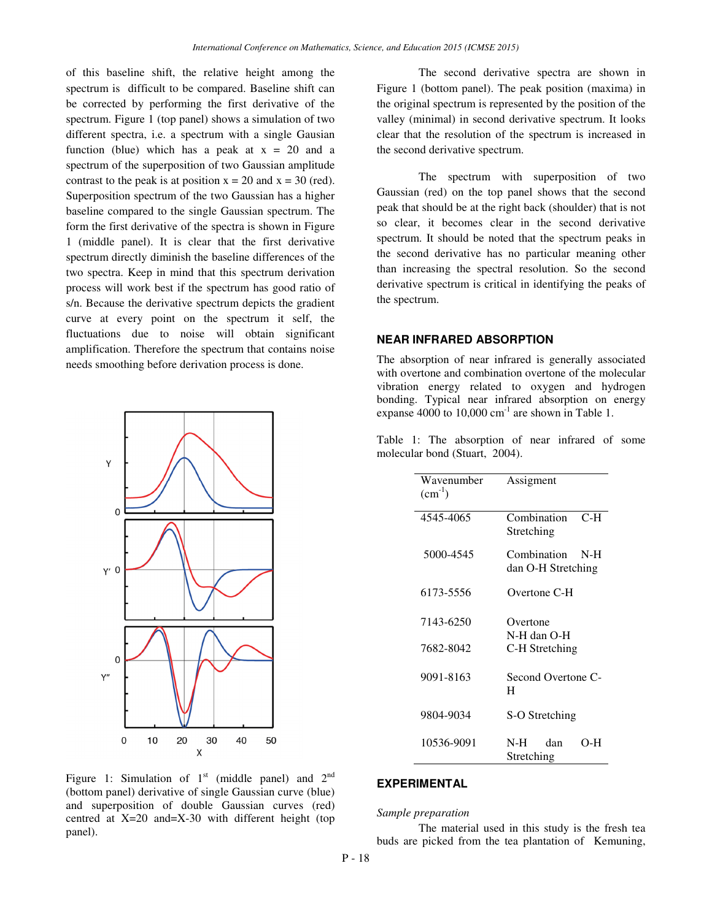of this baseline shift, the relative height among the spectrum is difficult to be compared. Baseline shift can be corrected by performing the first derivative of the spectrum. Figure 1 (top panel) shows a simulation of two different spectra, i.e. a spectrum with a single Gausian function (blue) which has a peak at x = 20 and a spectrum of the superposition of two Gaussian amplitude contrast to the peak is at position x = 20 and x = 30 (red). Superposition spectrum of the two Gaussian has a higher baseline compared to the single Gaussian spectrum. The form the first derivative of the spectra is shown in Figure 1 (middle panel). It is clear that the first derivative spectrum directly diminish the baseline differences of the two spectra. Keep in mind that this spectrum derivation process will work best if the spectrum has good ratio of s/n. Because the derivative spectrum depicts the gradient curve at every point on the spectrum it self, the fluctuations due to noise will obtain significant amplification. Therefore the spectrum that contains noise needs smoothing before derivation process is done.

Figure 1: Simulation of 1st (middle panel) and 2nd (bottom panel) derivative of single Gaussian curve (blue) and superposition of double Gaussian curves (red) centred at X=20 and=X-30 with different height (top panel).

The second derivative spectra are shown in Figure 1 (bottom panel). The peak position (maxima) in the original spectrum is represented by the position of the valley (minimal) in second derivative spectrum. It looks clear that the resolution of the spectrum is increased in the second derivative spectrum.

The spectrum with superposition of two Gaussian (red) on the top panel shows that the second peak that should be at the right back (shoulder) that is not so clear, it becomes clear in the second derivative spectrum. It should be noted that the spectrum peaks in the second derivative has no particular meaning other than increasing the spectral resolution. So the second derivative spectrum is critical in identifying the peaks of the spectrum.

## NEAR INFRARED ABSORPTION

The absorption of near infrared is generally associated with overtone and combination overtone of the molecular vibration energy related to oxygen and hydrogen bonding. Typical near infrared absorption on energy expanse 4000 to 10,000 $cm^{-1}$ are shown in Table 1.

Table 1: The absorption of near infrared of some molecular bond (Stuart, 2004).

| Wavenumber ($cm^{-1}$) | Assigment |
|---|---|
| 4545-4065 | Combination C-H Stretching |
| 5000-4545 | Combination N-H dan O-H Stretching |
| 6173-5556 | Overtone C-H |
| 7143-6250 | Overtone N-H dan O-H |
| 7682-8042 | C-H Stretching |
| 9091-8163 | Second Overtone C-H |
| 9804-9034 | S-O Stretching |
| 10536-9091 | N-H dan O-H Stretching |

## EXPERIMENTAL

*Sample preparation*

The material used in this study is the fresh tea buds are picked from the tea plantation of Kemuning,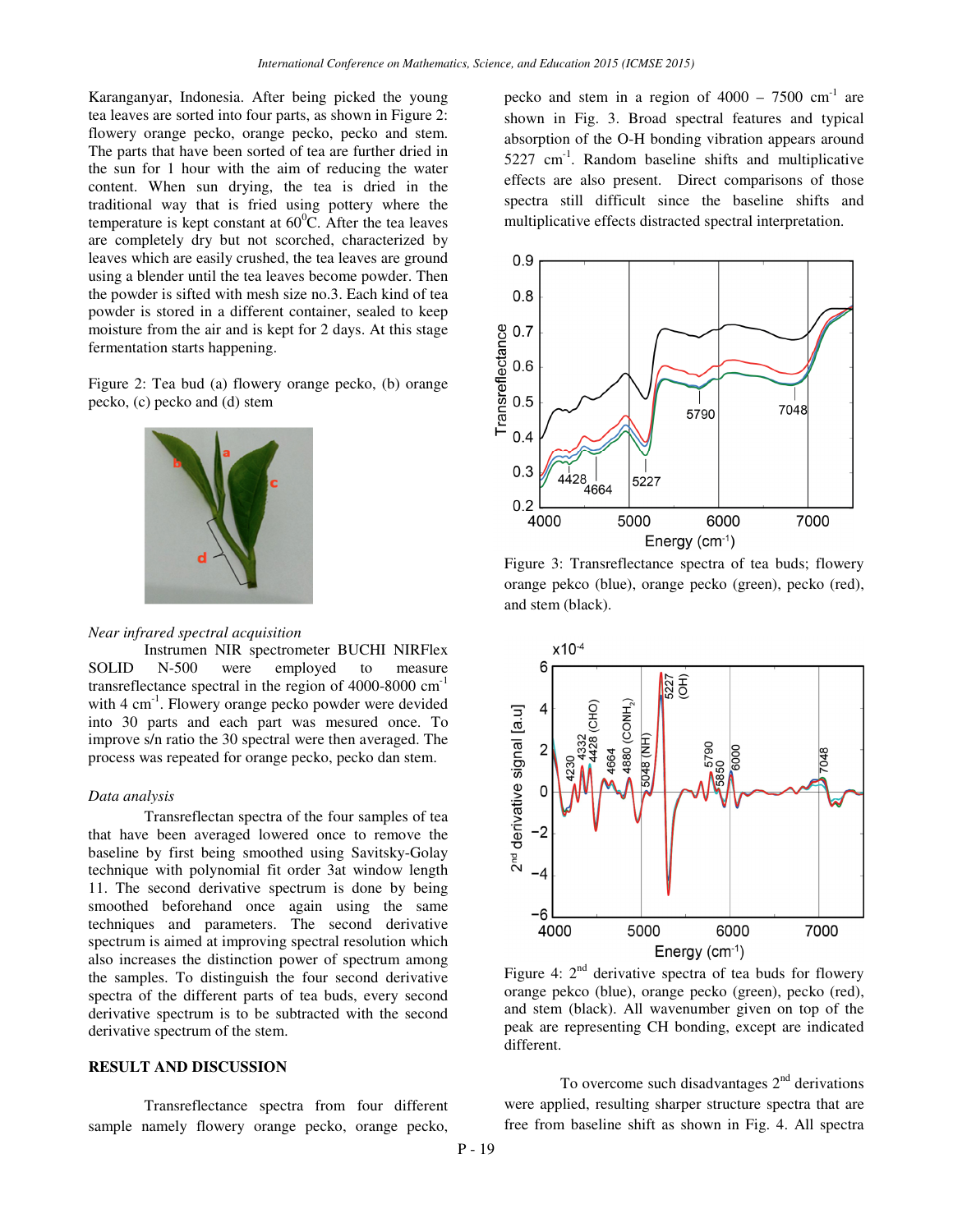Karanganyar, Indonesia. After being picked the young tea leaves are sorted into four parts, as shown in Figure 2: flowery orange pecko, orange pecko, pecko and stem. The parts that have been sorted of tea are further dried in the sun for 1 hour with the aim of reducing the water content. When sun drying, the tea is dried in the traditional way that is fried using pottery where the temperature is kept constant at $60^0$C. After the tea leaves are completely dry but not scorched, characterized by leaves which are easily crushed, the tea leaves are ground using a blender until the tea leaves become powder. Then the powder is sifted with mesh size no.3. Each kind of tea powder is stored in a different container, sealed to keep moisture from the air and is kept for 2 days. At this stage fermentation starts happening.

Figure 2: Tea bud (a) flowery orange pecko, (b) orange pecko, (c) pecko and (d) stem

*Near infrared spectral acquisition*

Instrumen NIR spectrometer BUCHI NIRFlex SOLID N-500 were employed to measure transreflectance spectral in the region of 4000-8000 $cm^{-1}$ with 4 $cm^{-1}$. Flowery orange pecko powder were devided into 30 parts and each part was mesured once. To improve s/n ratio the 30 spectral were then averaged. The process was repeated for orange pecko, pecko dan stem.

*Data analysis*

Transreflectan spectra of the four samples of tea that have been averaged lowered once to remove the baseline by first being smoothed using Savitsky-Golay technique with polynomial fit order 3at window length 11. The second derivative spectrum is done by being smoothed beforehand once again using the same techniques and parameters. The second derivative spectrum is aimed at improving spectral resolution which also increases the distinction power of spectrum among the samples. To distinguish the four second derivative spectra of the different parts of tea buds, every second derivative spectrum is to be subtracted with the second derivative spectrum of the stem.

## RESULT AND DISCUSSION

Transreflectance spectra from four different sample namely flowery orange pecko, orange pecko, pecko and stem in a region of 4000 – 7500 $cm^{-1}$ are shown in Fig. 3. Broad spectral features and typical absorption of the O-H bonding vibration appears around 5227 $cm^{-1}$. Random baseline shifts and multiplicative effects are also present. Direct comparisons of those spectra still difficult since the baseline shifts and multiplicative effects distracted spectral interpretation.

Figure 3: Transreflectance spectra of tea buds; flowery orange pekco (blue), orange pecko (green), pecko (red), and stem (black).

Figure 4: $2^{nd}$ derivative spectra of tea buds for flowery orange pekco (blue), orange pecko (green), pecko (red), and stem (black). All wavenumber given on top of the peak are representing CH bonding, except are indicated different.

To overcome such disadvantages $2^{nd}$ derivations were applied, resulting sharper structure spectra that are free from baseline shift as shown in Fig. 4. All spectra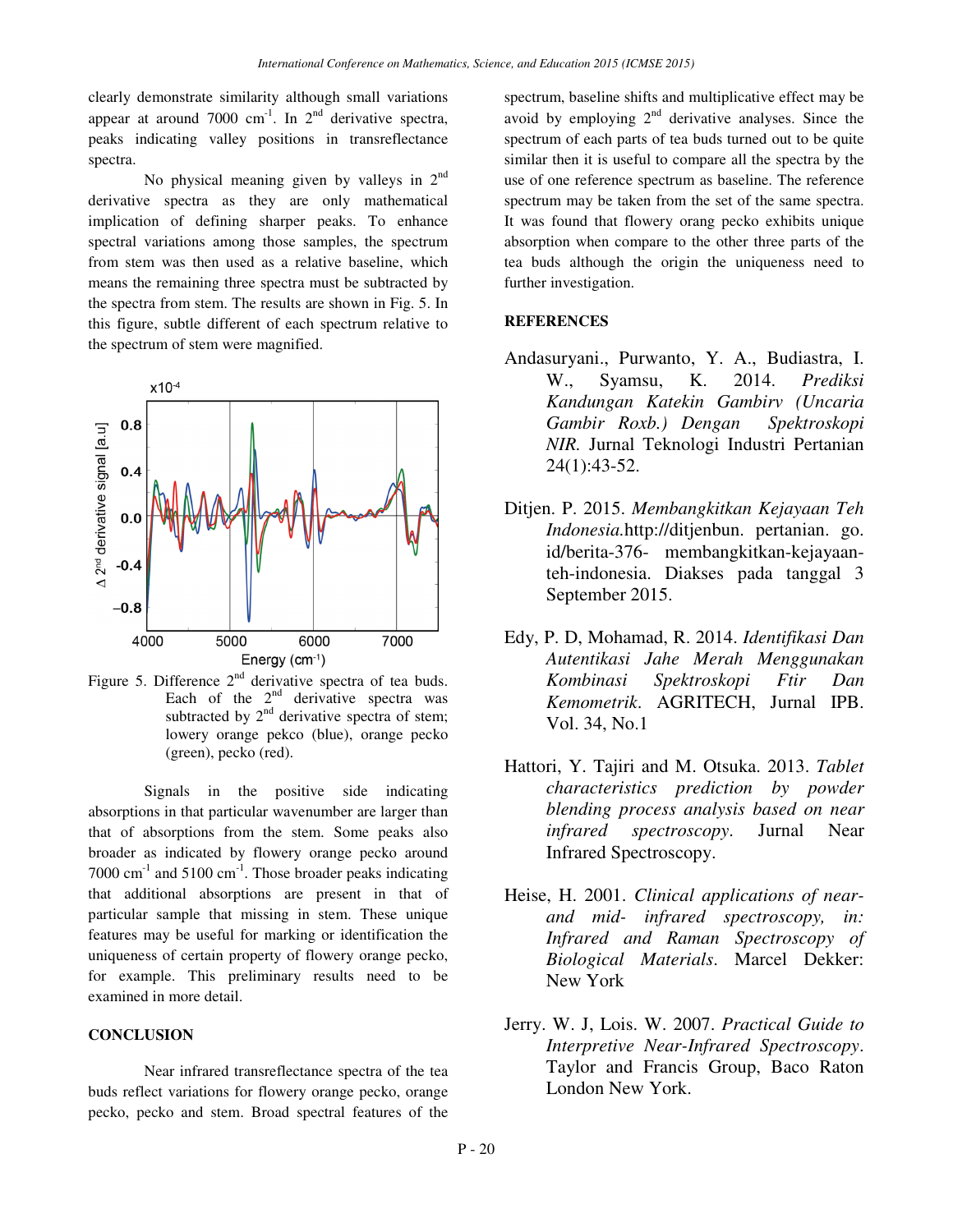clearly demonstrate similarity although small variations appear at around 7000 $cm^{-1}$. In $2^{nd}$ derivative spectra, peaks indicating valley positions in transreflectance spectra.

No physical meaning given by valleys in $2^{nd}$ derivative spectra as they are only mathematical implication of defining sharper peaks. To enhance spectral variations among those samples, the spectrum from stem was then used as a relative baseline, which means the remaining three spectra must be subtracted by the spectra from stem. The results are shown in Fig. 5. In this figure, subtle different of each spectrum relative to the spectrum of stem were magnified.

Figure 5. Difference $2^{nd}$ derivative spectra of tea buds. Each of the $2^{nd}$ derivative spectra was subtracted by $2^{nd}$ derivative spectra of stem; lowery orange pekco (blue), orange pecko (green), pecko (red).

Signals in the positive side indicating absorptions in that particular wavenumber are larger than that of absorptions from the stem. Some peaks also broader as indicated by flowery orange pecko around 7000 $cm^{-1}$ and 5100 $cm^{-1}$. Those broader peaks indicating that additional absorptions are present in that of particular sample that missing in stem. These unique features may be useful for marking or identification the uniqueness of certain property of flowery orange pecko, for example. This preliminary results need to be examined in more detail.

## CONCLUSION

Near infrared transreflectance spectra of the tea buds reflect variations for flowery orange pecko, orange pecko, pecko and stem. Broad spectral features of the spectrum, baseline shifts and multiplicative effect may be avoid by employing $2^{nd}$ derivative analyses. Since the spectrum of each parts of tea buds turned out to be quite similar then it is useful to compare all the spectra by the use of one reference spectrum as baseline. The reference spectrum may be taken from the set of the same spectra. It was found that flowery orang pecko exhibits unique absorption when compare to the other three parts of the tea buds although the origin the uniqueness need to further investigation.

## REFERENCES

Andasuryani., Purwanto, Y. A., Budiastra, I. W., Syamsu, K. 2014. *Prediksi Kandungan Katekin Gambirv (Uncaria Gambir Roxb.) Dengan Spektroskopi NIR.* Jurnal Teknologi Industri Pertanian 24(1):43-52.

Ditjen. P. 2015. *Membangkitkan Kejayaan Teh Indonesia.*http://ditjenbun. pertanian. go. id/berita-376- membangkitkan-kejayaan-teh-indonesia. Diakses pada tanggal 3 September 2015.

Edy, P. D, Mohamad, R. 2014. *Identifikasi Dan Autentikasi Jahe Merah Menggunakan Kombinasi Spektroskopi Ftir Dan Kemometrik*. AGRITECH, Jurnal IPB. Vol. 34, No.1

Hattori, Y. Tajiri and M. Otsuka. 2013. *Tablet characteristics prediction by powder blending process analysis based on near infrared spectroscopy*. Jurnal Near Infrared Spectroscopy.

Heise, H. 2001. *Clinical applications of near- and mid- infrared spectroscopy, in: Infrared and Raman Spectroscopy of Biological Materials*. Marcel Dekker: New York

Jerry. W. J, Lois. W. 2007. *Practical Guide to Interpretive Near-Infrared Spectroscopy*. Taylor and Francis Group, Baco Raton London New York.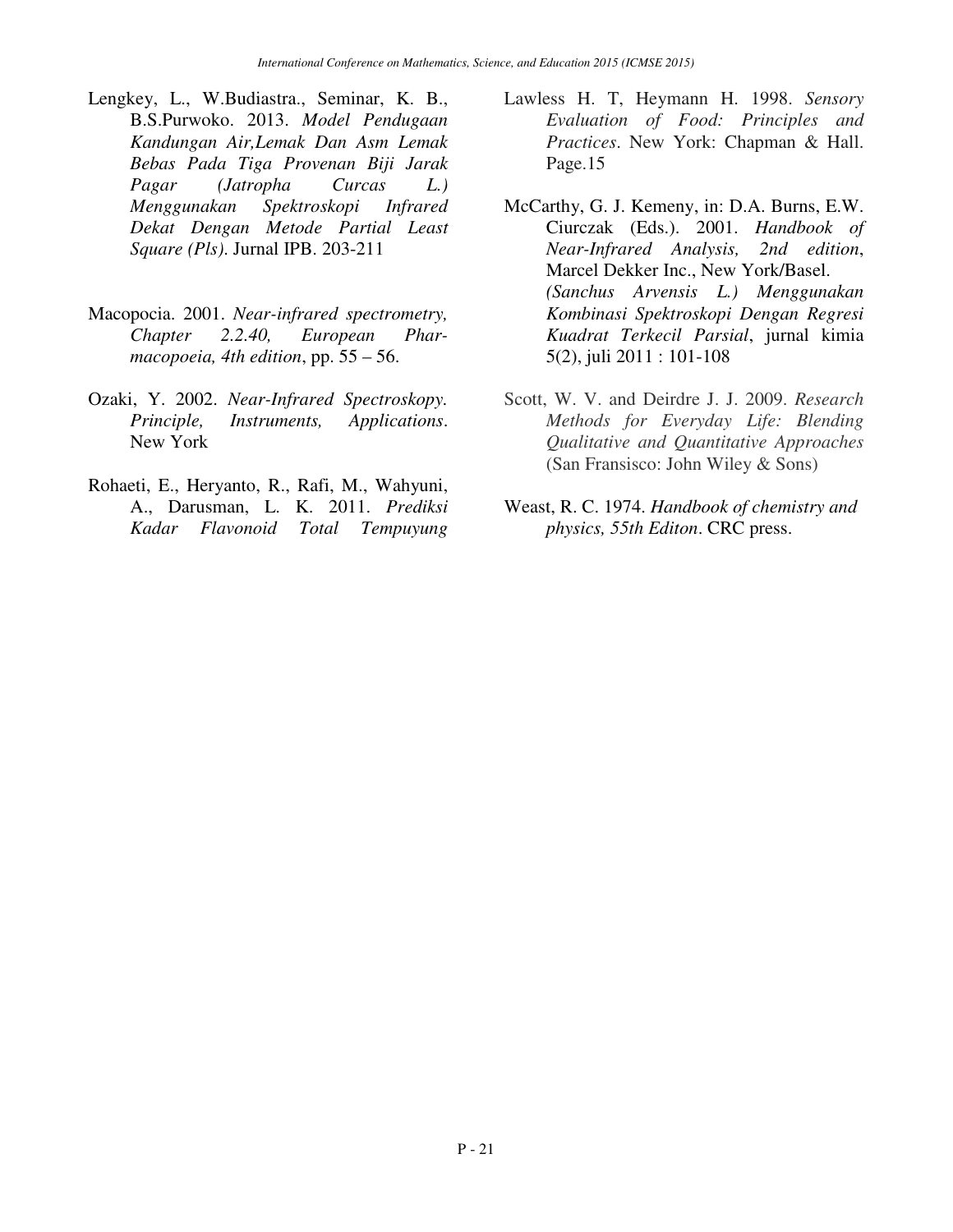Lengkey, L., W.Budiastra., Seminar, K. B., B.S.Purwoko. 2013. *Model Pendugaan Kandungan Air,Lemak Dan Asm Lemak Bebas Pada Tiga Provenan Biji Jarak Pagar (Jatropha Curcas L.) Menggunakan Spektroskopi Infrared Dekat Dengan Metode Partial Least Square (Pls)*. Jurnal IPB. 203-211

Macopocia. 2001. *Near-infrared spectrometry, Chapter 2.2.40, European Pharmacopoeia, 4th edition*, pp. 55 – 56.

Ozaki, Y. 2002. *Near-Infrared Spectroskopy. Principle, Instruments, Applications*. New York

Rohaeti, E., Heryanto, R., Rafi, M., Wahyuni, A., Darusman, L. K. 2011. *Prediksi Kadar Flavonoid Total Tempuyung (Sanchus Arvensis L.) Menggunakan Kombinasi Spektroskopi Dengan Regresi Kuadrat Terkecil Parsial*, jurnal kimia 5(2), juli 2011 : 101-108

Lawless H. T, Heymann H. 1998. *Sensory Evaluation of Food: Principles and Practices*. New York: Chapman & Hall. Page.15

McCarthy, G. J. Kemeny, in: D.A. Burns, E.W. Ciurczak (Eds.). 2001. *Handbook of Near-Infrared Analysis, 2nd edition*, Marcel Dekker Inc., New York/Basel.

Scott, W. V. and Deirdre J. J. 2009. *Research Methods for Everyday Life: Blending Qualitative and Quantitative Approaches* (San Fransisco: John Wiley & Sons)

Weast, R. C. 1974. *Handbook of chemistry and physics, 55th Editon*. CRC press.